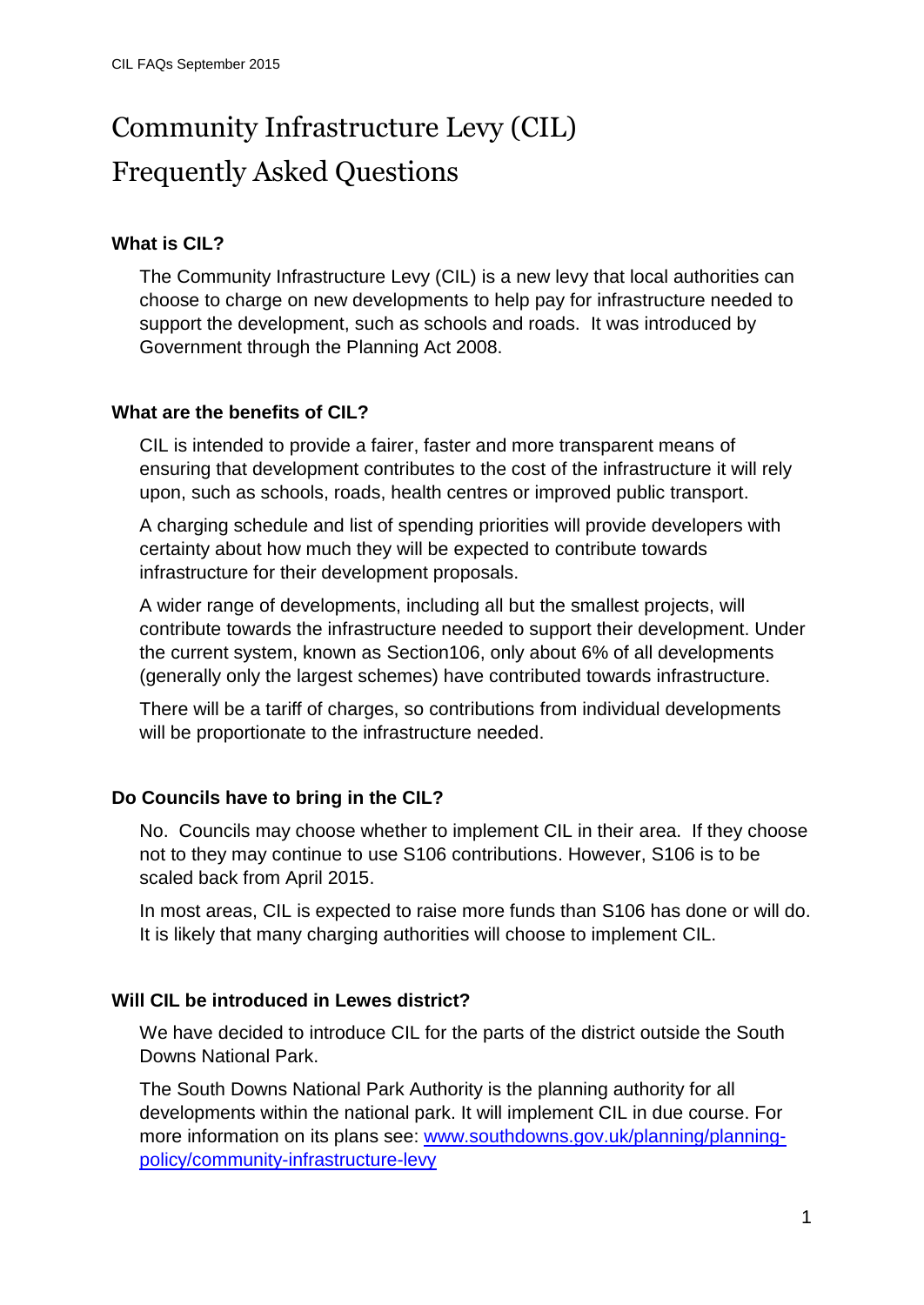# Community Infrastructure Levy (CIL) Frequently Asked Questions

### What is CIL?

The Community Infrastructure Levy (CIL) is a new levy that local authorities can choose to charge on new developments to help pay for infrastructure needed to support the development, such as schools and roads. It was introduced by Government through the Planning Act 2008.

### What are the benefits of CIL?

CIL is intended to provide a fairer, faster and more transparent means of ensuring that development contributes to the cost of the infrastructure it will rely upon, such as schools, roads, health centres or improved public transport.

A charging schedule and list of spending priorities will provide developers with certainty about how much they will be expected to contribute towards infrastructure for their development proposals.

A wider range of developments, including all but the smallest projects, will contribute towards the infrastructure needed to support their development. Under the current system, known as Section106, only about 6% of all developments (generally only the largest schemes) have contributed towards infrastructure.

There will be a tariff of charges, so contributions from individual developments will be proportionate to the infrastructure needed.

### Do Councils have to bring in the CIL?

No. Councils may choose whether to implement CIL in their area. If they choose not to they may continue to use S106 contributions. However, S106 is to be scaled back from April 2015.

In most areas, CIL is expected to raise more funds than S106 has done or will do. It is likely that many charging authorities will choose to implement CIL.

### Will CIL be introduced in Lewes district?

We have decided to introduce CIL for the parts of the district outside the South Downs National Park.

The South Downs National Park Authority is the planning authority for all developments within the national park. It will implement CIL in due course. For more information on its plans see: [www.southdowns.gov.uk/planning/planning-policy/community-infrastructure-levy](http://www.southdowns.gov.uk/planning/planning-policy/community-infrastructure-levy)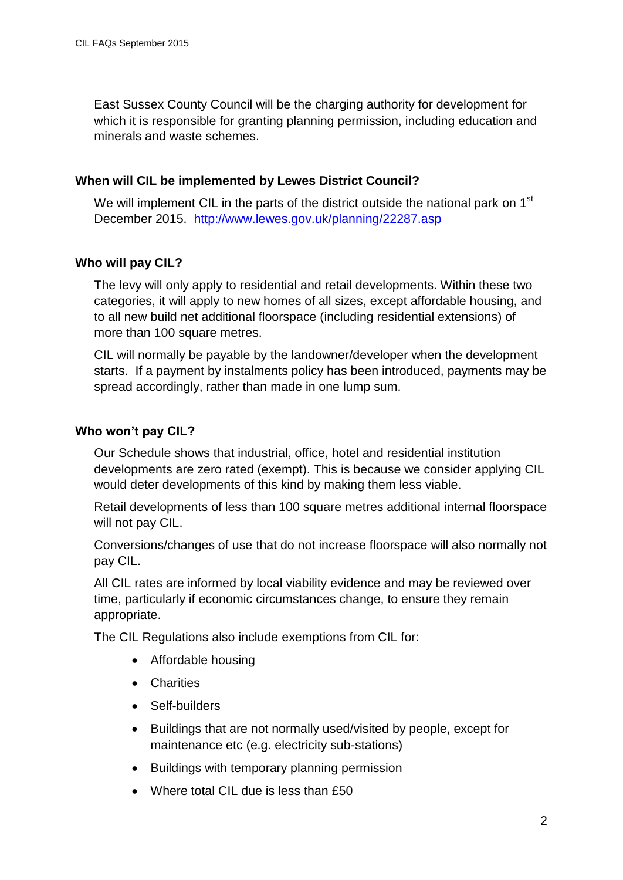East Sussex County Council will be the charging authority for development for which it is responsible for granting planning permission, including education and minerals and waste schemes.

**When will CIL be implemented by Lewes District Council?**

We will implement CIL in the parts of the district outside the national park on 1st December 2015. [http://www.lewes.gov.uk/planning/22287.asp](http://www.lewes.gov.uk/planning/22287.asp)

**Who will pay CIL?**

The levy will only apply to residential and retail developments. Within these two categories, it will apply to new homes of all sizes, except affordable housing, and to all new build net additional floorspace (including residential extensions) of more than 100 square metres.

CIL will normally be payable by the landowner/developer when the development starts. If a payment by instalments policy has been introduced, payments may be spread accordingly, rather than made in one lump sum.

**Who won't pay CIL?**

Our Schedule shows that industrial, office, hotel and residential institution developments are zero rated (exempt). This is because we consider applying CIL would deter developments of this kind by making them less viable.

Retail developments of less than 100 square metres additional internal floorspace will not pay CIL.

Conversions/changes of use that do not increase floorspace will also normally not pay CIL.

All CIL rates are informed by local viability evidence and may be reviewed over time, particularly if economic circumstances change, to ensure they remain appropriate.

The CIL Regulations also include exemptions from CIL for:

- Affordable housing
- Charities
- Self-builders
- Buildings that are not normally used/visited by people, except for maintenance etc (e.g. electricity sub-stations)
- Buildings with temporary planning permission
- Where total CIL due is less than £50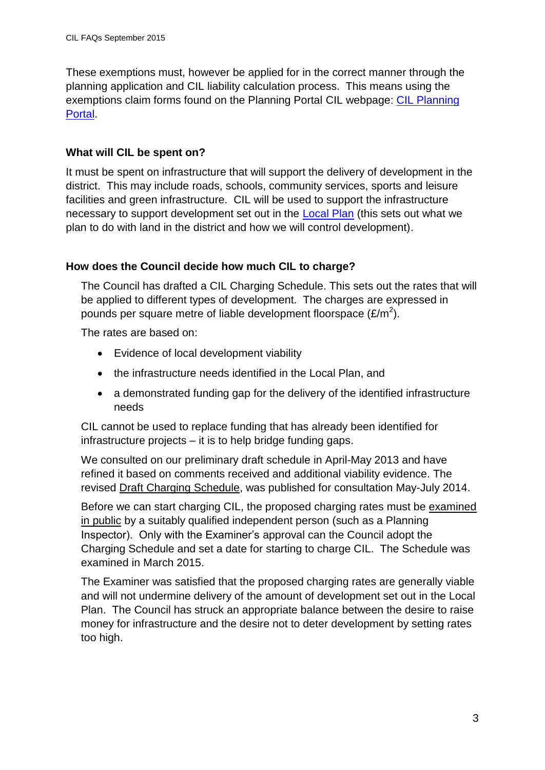These exemptions must, however be applied for in the correct manner through the planning application and CIL liability calculation process. This means using the exemptions claim forms found on the Planning Portal CIL webpage: [CIL Planning Portal](#).

### What will CIL be spent on?

It must be spent on infrastructure that will support the delivery of development in the district. This may include roads, schools, community services, sports and leisure facilities and green infrastructure. CIL will be used to support the infrastructure necessary to support development set out in the [Local Plan](#) (this sets out what we plan to do with land in the district and how we will control development).

### How does the Council decide how much CIL to charge?

The Council has drafted a CIL Charging Schedule. This sets out the rates that will be applied to different types of development. The charges are expressed in pounds per square metre of liable development floorspace (£/$m^2$).

The rates are based on:

- Evidence of local development viability
- the infrastructure needs identified in the Local Plan, and
- a demonstrated funding gap for the delivery of the identified infrastructure needs

CIL cannot be used to replace funding that has already been identified for infrastructure projects – it is to help bridge funding gaps.

We consulted on our preliminary draft schedule in April-May 2013 and have refined it based on comments received and additional viability evidence. The revised Draft Charging Schedule, was published for consultation May-July 2014.

Before we can start charging CIL, the proposed charging rates must be examined in public by a suitably qualified independent person (such as a Planning Inspector). Only with the Examiner's approval can the Council adopt the Charging Schedule and set a date for starting to charge CIL. The Schedule was examined in March 2015.

The Examiner was satisfied that the proposed charging rates are generally viable and will not undermine delivery of the amount of development set out in the Local Plan. The Council has struck an appropriate balance between the desire to raise money for infrastructure and the desire not to deter development by setting rates too high.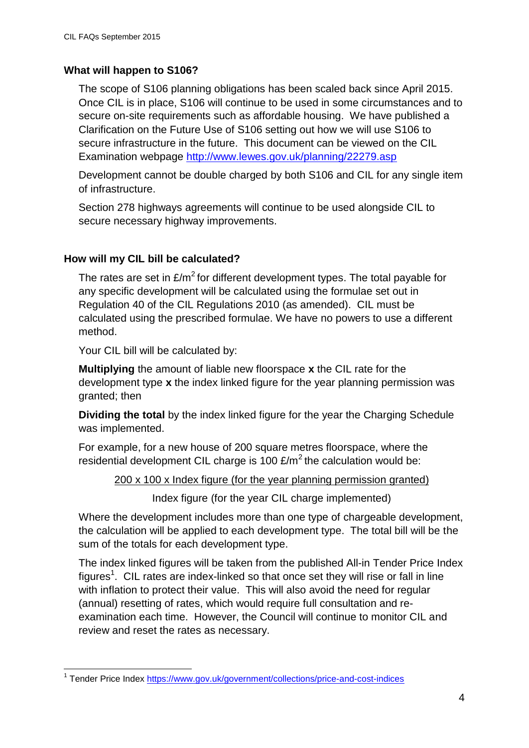### What will happen to S106?

The scope of S106 planning obligations has been scaled back since April 2015. Once CIL is in place, S106 will continue to be used in some circumstances and to secure on-site requirements such as affordable housing. We have published a Clarification on the Future Use of S106 setting out how we will use S106 to secure infrastructure in the future. This document can be viewed on the CIL Examination webpage [http://www.lewes.gov.uk/planning/22279.asp](http://www.lewes.gov.uk/planning/22279.asp)

Development cannot be double charged by both S106 and CIL for any single item of infrastructure.

Section 278 highways agreements will continue to be used alongside CIL to secure necessary highway improvements.

### How will my CIL bill be calculated?

The rates are set in £/m$^2$ for different development types. The total payable for any specific development will be calculated using the formulae set out in Regulation 40 of the CIL Regulations 2010 (as amended). CIL must be calculated using the prescribed formulae. We have no powers to use a different method.

Your CIL bill will be calculated by:

**Multiplying** the amount of liable new floorspace **x** the CIL rate for the development type **x** the index linked figure for the year planning permission was granted; then

**Dividing the total** by the index linked figure for the year the Charging Schedule was implemented.

For example, for a new house of 200 square metres floorspace, where the residential development CIL charge is 100 £/m$^2$ the calculation would be:

$$\frac{200 \times 100 \times \text{Index figure (for the year planning permission granted)}}{\text{Index figure (for the year CIL charge implemented)}}$$

Where the development includes more than one type of chargeable development, the calculation will be applied to each development type. The total bill will be the sum of the totals for each development type.

The index linked figures will be taken from the published All-in Tender Price Index figures[1]. CIL rates are index-linked so that once set they will rise or fall in line with inflation to protect their value. This will also avoid the need for regular (annual) resetting of rates, which would require full consultation and re-examination each time. However, the Council will continue to monitor CIL and review and reset the rates as necessary.

---

[1] Tender Price Index [https://www.gov.uk/government/collections/price-and-cost-indices](https://www.gov.uk/government/collections/price-and-cost-indices)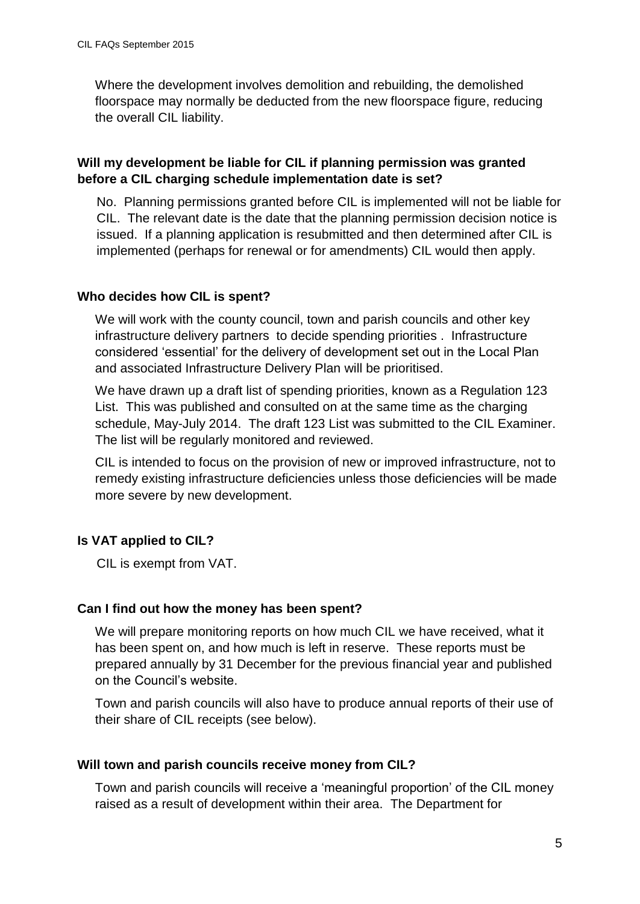Where the development involves demolition and rebuilding, the demolished floorspace may normally be deducted from the new floorspace figure, reducing the overall CIL liability.

**Will my development be liable for CIL if planning permission was granted before a CIL charging schedule implementation date is set?**

No. Planning permissions granted before CIL is implemented will not be liable for CIL. The relevant date is the date that the planning permission decision notice is issued. If a planning application is resubmitted and then determined after CIL is implemented (perhaps for renewal or for amendments) CIL would then apply.

**Who decides how CIL is spent?**

We will work with the county council, town and parish councils and other key infrastructure delivery partners to decide spending priorities . Infrastructure considered 'essential' for the delivery of development set out in the Local Plan and associated Infrastructure Delivery Plan will be prioritised.

We have drawn up a draft list of spending priorities, known as a Regulation 123 List. This was published and consulted on at the same time as the charging schedule, May-July 2014. The draft 123 List was submitted to the CIL Examiner. The list will be regularly monitored and reviewed.

CIL is intended to focus on the provision of new or improved infrastructure, not to remedy existing infrastructure deficiencies unless those deficiencies will be made more severe by new development.

**Is VAT applied to CIL?**

CIL is exempt from VAT.

**Can I find out how the money has been spent?**

We will prepare monitoring reports on how much CIL we have received, what it has been spent on, and how much is left in reserve. These reports must be prepared annually by 31 December for the previous financial year and published on the Council's website.

Town and parish councils will also have to produce annual reports of their use of their share of CIL receipts (see below).

**Will town and parish councils receive money from CIL?**

Town and parish councils will receive a 'meaningful proportion' of the CIL money raised as a result of development within their area. The Department for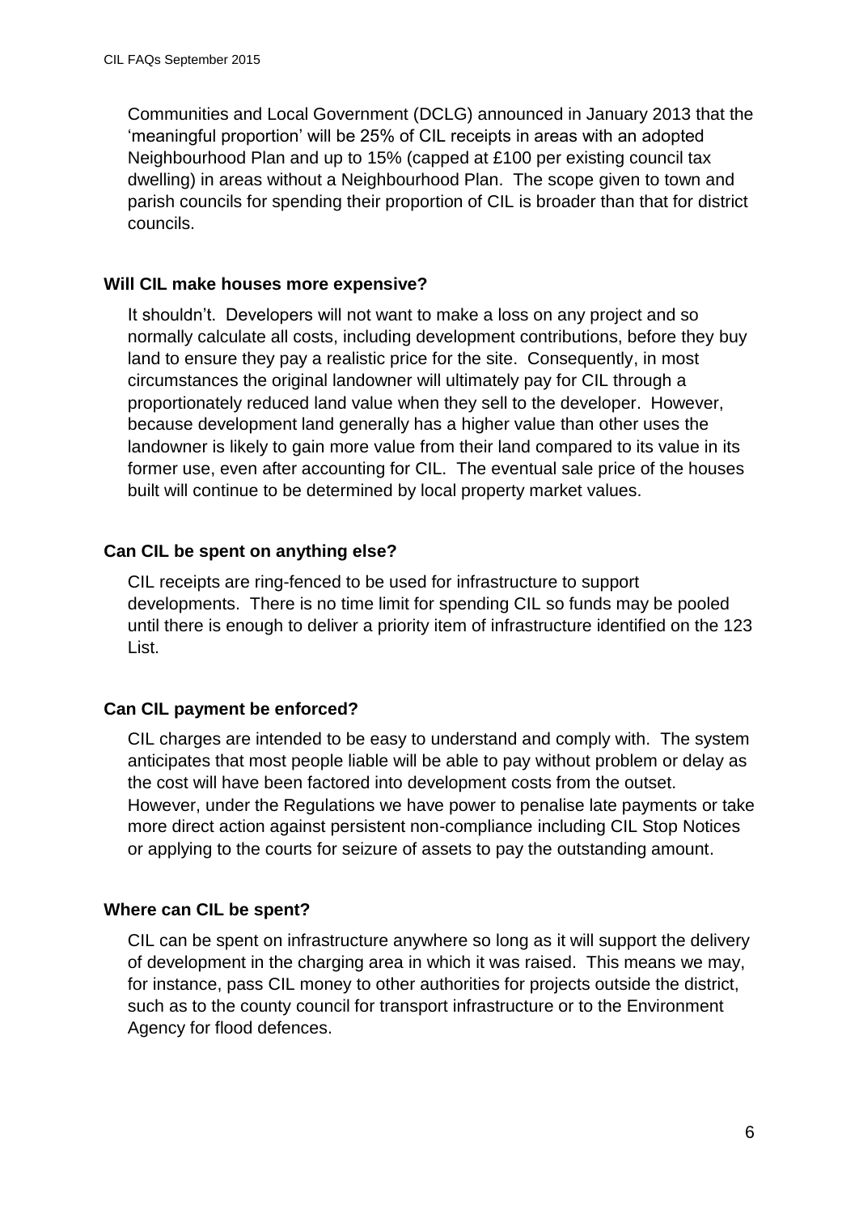Communities and Local Government (DCLG) announced in January 2013 that the 'meaningful proportion' will be 25% of CIL receipts in areas with an adopted Neighbourhood Plan and up to 15% (capped at £100 per existing council tax dwelling) in areas without a Neighbourhood Plan. The scope given to town and parish councils for spending their proportion of CIL is broader than that for district councils.

### Will CIL make houses more expensive?

It shouldn't. Developers will not want to make a loss on any project and so normally calculate all costs, including development contributions, before they buy land to ensure they pay a realistic price for the site. Consequently, in most circumstances the original landowner will ultimately pay for CIL through a proportionately reduced land value when they sell to the developer. However, because development land generally has a higher value than other uses the landowner is likely to gain more value from their land compared to its value in its former use, even after accounting for CIL. The eventual sale price of the houses built will continue to be determined by local property market values.

### Can CIL be spent on anything else?

CIL receipts are ring-fenced to be used for infrastructure to support developments. There is no time limit for spending CIL so funds may be pooled until there is enough to deliver a priority item of infrastructure identified on the 123 List.

### Can CIL payment be enforced?

CIL charges are intended to be easy to understand and comply with. The system anticipates that most people liable will be able to pay without problem or delay as the cost will have been factored into development costs from the outset. However, under the Regulations we have power to penalise late payments or take more direct action against persistent non-compliance including CIL Stop Notices or applying to the courts for seizure of assets to pay the outstanding amount.

### Where can CIL be spent?

CIL can be spent on infrastructure anywhere so long as it will support the delivery of development in the charging area in which it was raised. This means we may, for instance, pass CIL money to other authorities for projects outside the district, such as to the county council for transport infrastructure or to the Environment Agency for flood defences.